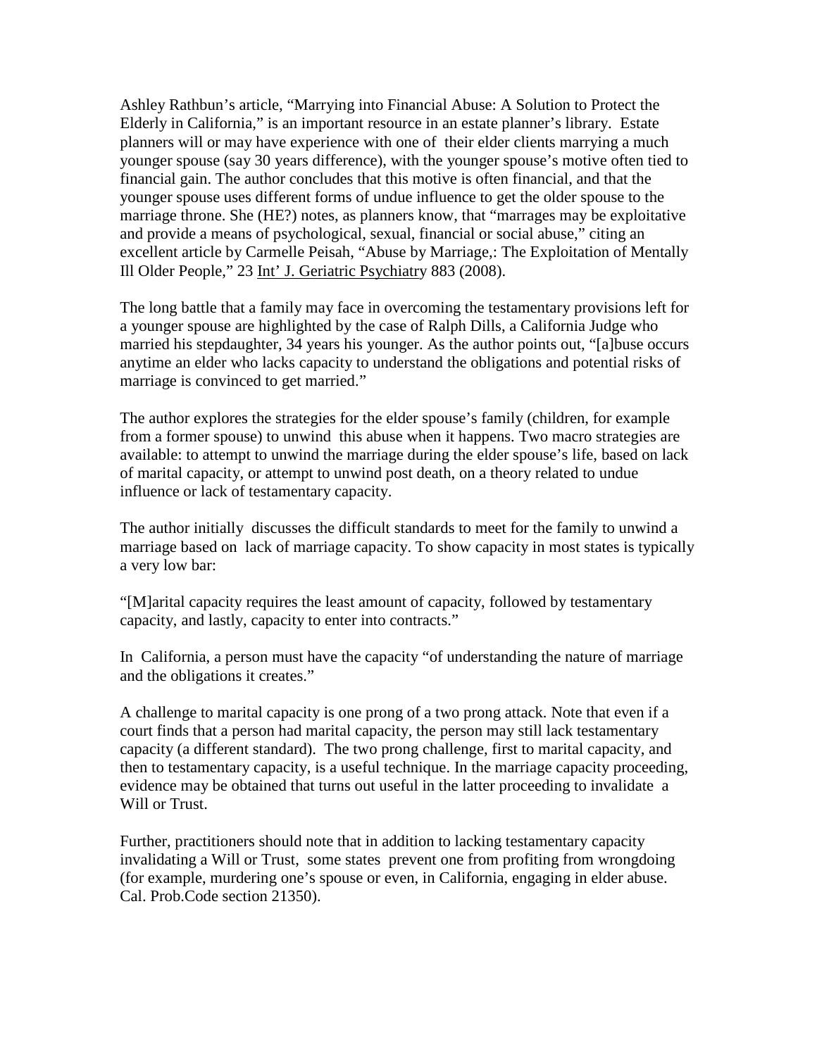Ashley Rathbun's article, "Marrying into Financial Abuse: A Solution to Protect the Elderly in California," is an important resource in an estate planner's library. Estate planners will or may have experience with one of their elder clients marrying a much younger spouse (say 30 years difference), with the younger spouse's motive often tied to financial gain. The author concludes that this motive is often financial, and that the younger spouse uses different forms of undue influence to get the older spouse to the marriage throne. She (HE?) notes, as planners know, that "marrages may be exploitative and provide a means of psychological, sexual, financial or social abuse," citing an excellent article by Carmelle Peisah, "Abuse by Marriage,: The Exploitation of Mentally Ill Older People," 23 <u>Int' J. Geriatric Psychiatry</u> 883 (2008).

The long battle that a family may face in overcoming the testamentary provisions left for a younger spouse are highlighted by the case of Ralph Dills, a California Judge who married his stepdaughter, 34 years his younger. As the author points out, "[a]buse occurs anytime an elder who lacks capacity to understand the obligations and potential risks of marriage is convinced to get married."

The author explores the strategies for the elder spouse's family (children, for example from a former spouse) to unwind this abuse when it happens. Two macro strategies are available: to attempt to unwind the marriage during the elder spouse's life, based on lack of marital capacity, or attempt to unwind post death, on a theory related to undue influence or lack of testamentary capacity.

The author initially discusses the difficult standards to meet for the family to unwind a marriage based on lack of marriage capacity. To show capacity in most states is typically a very low bar:

"[M]arital capacity requires the least amount of capacity, followed by testamentary capacity, and lastly, capacity to enter into contracts."

In California, a person must have the capacity "of understanding the nature of marriage and the obligations it creates."

A challenge to marital capacity is one prong of a two prong attack. Note that even if a court finds that a person had marital capacity, the person may still lack testamentary capacity (a different standard). The two prong challenge, first to marital capacity, and then to testamentary capacity, is a useful technique. In the marriage capacity proceeding, evidence may be obtained that turns out useful in the latter proceeding to invalidate a Will or Trust.

Further, practitioners should note that in addition to lacking testamentary capacity invalidating a Will or Trust, some states prevent one from profiting from wrongdoing (for example, murdering one's spouse or even, in California, engaging in elder abuse. Cal. Prob.Code section 21350).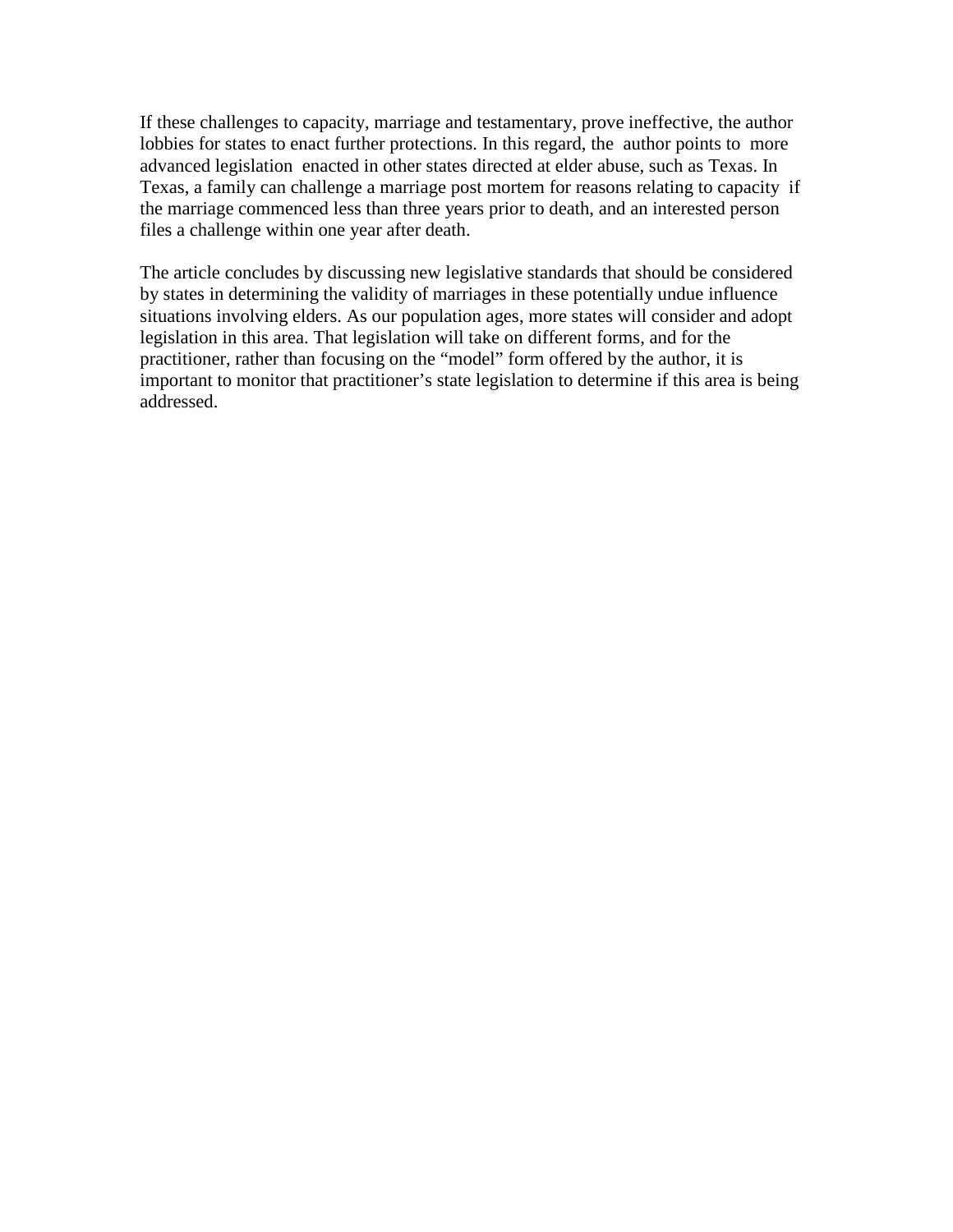If these challenges to capacity, marriage and testamentary, prove ineffective, the author lobbies for states to enact further protections. In this regard, the author points to more advanced legislation enacted in other states directed at elder abuse, such as Texas. In Texas, a family can challenge a marriage post mortem for reasons relating to capacity if the marriage commenced less than three years prior to death, and an interested person files a challenge within one year after death.

The article concludes by discussing new legislative standards that should be considered by states in determining the validity of marriages in these potentially undue influence situations involving elders. As our population ages, more states will consider and adopt legislation in this area. That legislation will take on different forms, and for the practitioner, rather than focusing on the "model" form offered by the author, it is important to monitor that practitioner's state legislation to determine if this area is being addressed.